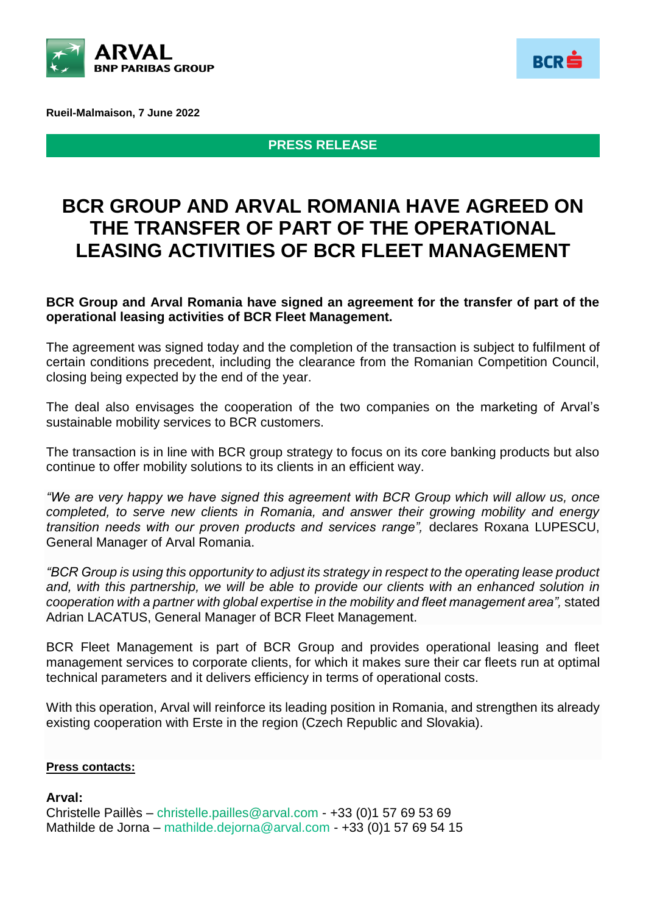**Rueil-Malmaison, 7 June 2022**

**PRESS RELEASE**

# BCR GROUP AND ARVAL ROMANIA HAVE AGREED ON THE TRANSFER OF PART OF THE OPERATIONAL LEASING ACTIVITIES OF BCR FLEET MANAGEMENT

**BCR Group and Arval Romania have signed an agreement for the transfer of part of the operational leasing activities of BCR Fleet Management.**

The agreement was signed today and the completion of the transaction is subject to fulfilment of certain conditions precedent, including the clearance from the Romanian Competition Council, closing being expected by the end of the year.

The deal also envisages the cooperation of the two companies on the marketing of Arval's sustainable mobility services to BCR customers.

The transaction is in line with BCR group strategy to focus on its core banking products but also continue to offer mobility solutions to its clients in an efficient way.

*"We are very happy we have signed this agreement with BCR Group which will allow us, once completed, to serve new clients in Romania, and answer their growing mobility and energy transition needs with our proven products and services range",* declares Roxana LUPESCU, General Manager of Arval Romania.

*"BCR Group is using this opportunity to adjust its strategy in respect to the operating lease product and, with this partnership, we will be able to provide our clients with an enhanced solution in cooperation with a partner with global expertise in the mobility and fleet management area",* stated Adrian LACATUS, General Manager of BCR Fleet Management.

BCR Fleet Management is part of BCR Group and provides operational leasing and fleet management services to corporate clients, for which it makes sure their car fleets run at optimal technical parameters and it delivers efficiency in terms of operational costs.

With this operation, Arval will reinforce its leading position in Romania, and strengthen its already existing cooperation with Erste in the region (Czech Republic and Slovakia).

**Press contacts:**

**Arval:**
Christelle Paillès – christelle.pailles@arval.com - +33 (0)1 57 69 53 69
Mathilde de Jorna – mathilde.dejorna@arval.com - +33 (0)1 57 69 54 15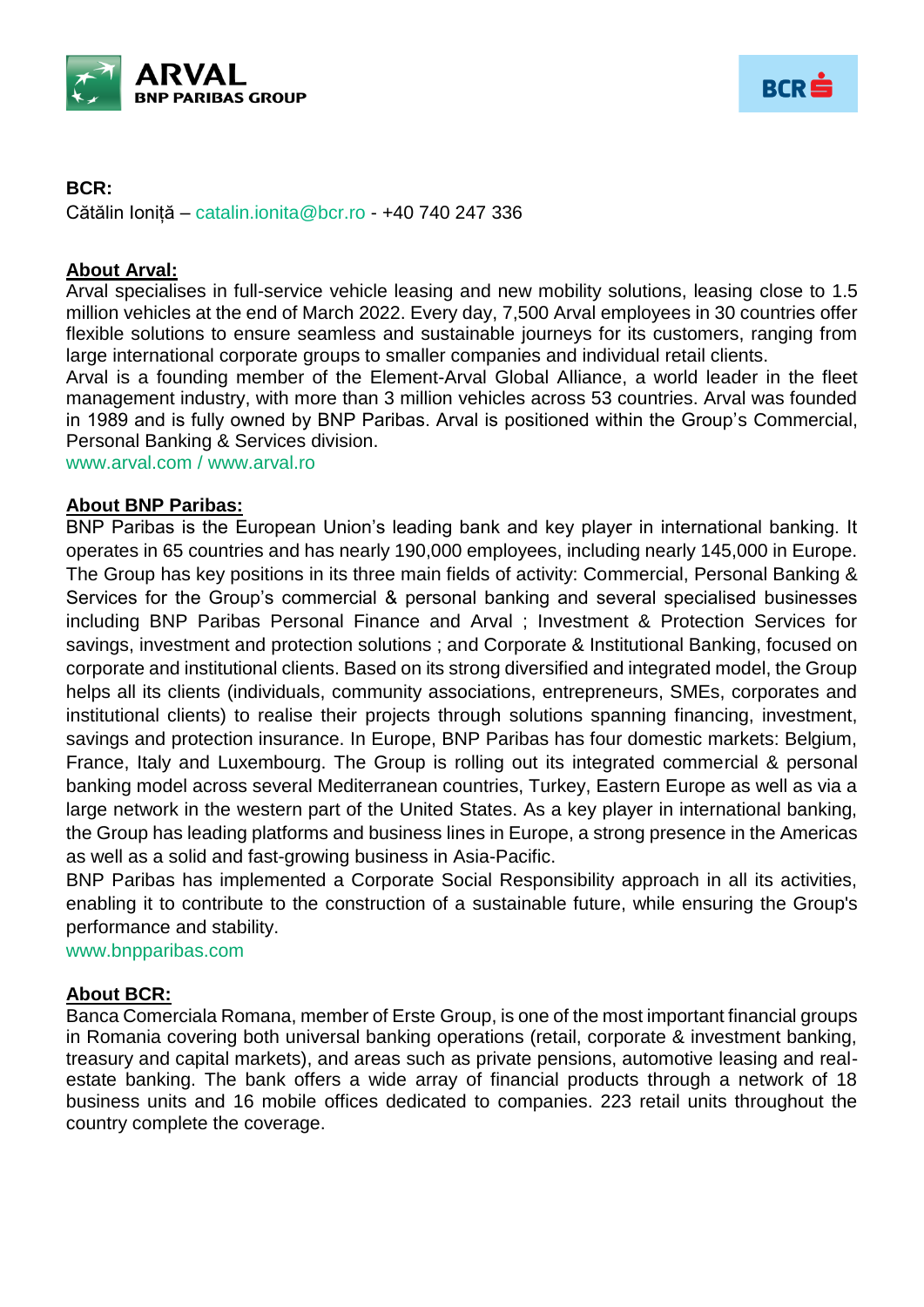**BCR:**
Cătălin Ioniță – catalin.ionita@bcr.ro - +40 740 247 336

**About Arval:**

Arval specialises in full-service vehicle leasing and new mobility solutions, leasing close to 1.5 million vehicles at the end of March 2022. Every day, 7,500 Arval employees in 30 countries offer flexible solutions to ensure seamless and sustainable journeys for its customers, ranging from large international corporate groups to smaller companies and individual retail clients.
Arval is a founding member of the Element-Arval Global Alliance, a world leader in the fleet management industry, with more than 3 million vehicles across 53 countries. Arval was founded in 1989 and is fully owned by BNP Paribas. Arval is positioned within the Group's Commercial, Personal Banking & Services division.
www.arval.com / www.arval.ro

**About BNP Paribas:**

BNP Paribas is the European Union's leading bank and key player in international banking. It operates in 65 countries and has nearly 190,000 employees, including nearly 145,000 in Europe. The Group has key positions in its three main fields of activity: Commercial, Personal Banking & Services for the Group's commercial & personal banking and several specialised businesses including BNP Paribas Personal Finance and Arval ; Investment & Protection Services for savings, investment and protection solutions ; and Corporate & Institutional Banking, focused on corporate and institutional clients. Based on its strong diversified and integrated model, the Group helps all its clients (individuals, community associations, entrepreneurs, SMEs, corporates and institutional clients) to realise their projects through solutions spanning financing, investment, savings and protection insurance. In Europe, BNP Paribas has four domestic markets: Belgium, France, Italy and Luxembourg. The Group is rolling out its integrated commercial & personal banking model across several Mediterranean countries, Turkey, Eastern Europe as well as via a large network in the western part of the United States. As a key player in international banking, the Group has leading platforms and business lines in Europe, a strong presence in the Americas as well as a solid and fast-growing business in Asia-Pacific.
BNP Paribas has implemented a Corporate Social Responsibility approach in all its activities, enabling it to contribute to the construction of a sustainable future, while ensuring the Group's performance and stability.
www.bnpparibas.com

**About BCR:**

Banca Comerciala Romana, member of Erste Group, is one of the most important financial groups in Romania covering both universal banking operations (retail, corporate & investment banking, treasury and capital markets), and areas such as private pensions, automotive leasing and real-estate banking. The bank offers a wide array of financial products through a network of 18 business units and 16 mobile offices dedicated to companies. 223 retail units throughout the country complete the coverage.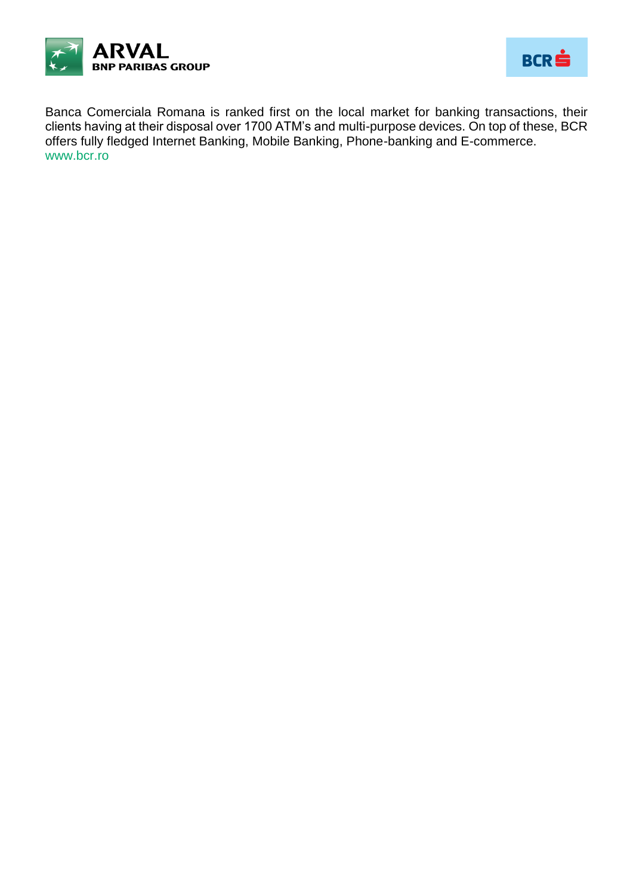Banca Comerciala Romana is ranked first on the local market for banking transactions, their clients having at their disposal over 1700 ATM's and multi-purpose devices. On top of these, BCR offers fully fledged Internet Banking, Mobile Banking, Phone-banking and E-commerce.
www.bcr.ro